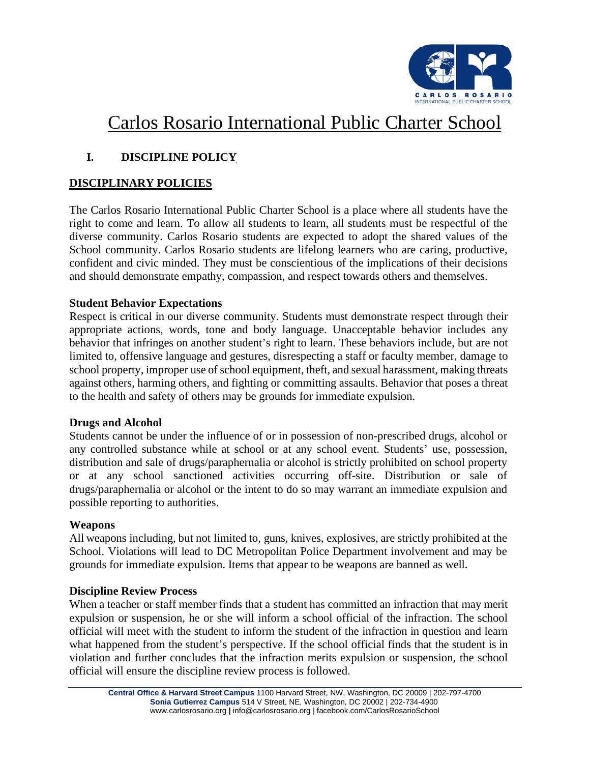# Carlos Rosario International Public Charter School

## I. DISCIPLINE POLICY

### DISCIPLINARY POLICIES

The Carlos Rosario International Public Charter School is a place where all students have the right to come and learn. To allow all students to learn, all students must be respectful of the diverse community. Carlos Rosario students are expected to adopt the shared values of the School community. Carlos Rosario students are lifelong learners who are caring, productive, confident and civic minded. They must be conscientious of the implications of their decisions and should demonstrate empathy, compassion, and respect towards others and themselves.

**Student Behavior Expectations**

Respect is critical in our diverse community. Students must demonstrate respect through their appropriate actions, words, tone and body language. Unacceptable behavior includes any behavior that infringes on another student's right to learn. These behaviors include, but are not limited to, offensive language and gestures, disrespecting a staff or faculty member, damage to school property, improper use of school equipment, theft, and sexual harassment, making threats against others, harming others, and fighting or committing assaults. Behavior that poses a threat to the health and safety of others may be grounds for immediate expulsion.

**Drugs and Alcohol**

Students cannot be under the influence of or in possession of non-prescribed drugs, alcohol or any controlled substance while at school or at any school event. Students' use, possession, distribution and sale of drugs/paraphernalia or alcohol is strictly prohibited on school property or at any school sanctioned activities occurring off-site. Distribution or sale of drugs/paraphernalia or alcohol or the intent to do so may warrant an immediate expulsion and possible reporting to authorities.

**Weapons**

All weapons including, but not limited to, guns, knives, explosives, are strictly prohibited at the School. Violations will lead to DC Metropolitan Police Department involvement and may be grounds for immediate expulsion. Items that appear to be weapons are banned as well.

**Discipline Review Process**

When a teacher or staff member finds that a student has committed an infraction that may merit expulsion or suspension, he or she will inform a school official of the infraction. The school official will meet with the student to inform the student of the infraction in question and learn what happened from the student's perspective. If the school official finds that the student is in violation and further concludes that the infraction merits expulsion or suspension, the school official will ensure the discipline review process is followed.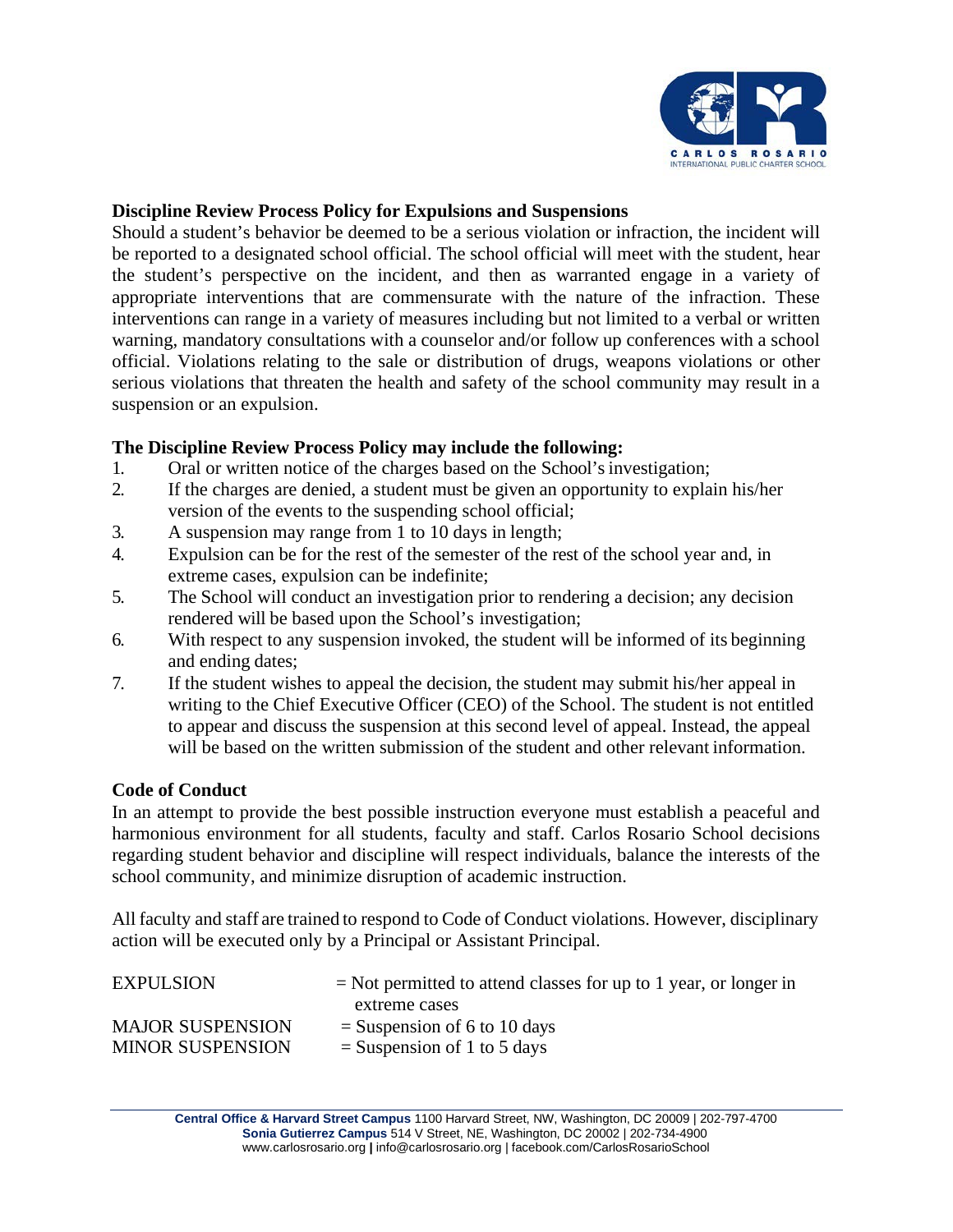**Discipline Review Process Policy for Expulsions and Suspensions**

Should a student's behavior be deemed to be a serious violation or infraction, the incident will be reported to a designated school official. The school official will meet with the student, hear the student's perspective on the incident, and then as warranted engage in a variety of appropriate interventions that are commensurate with the nature of the infraction. These interventions can range in a variety of measures including but not limited to a verbal or written warning, mandatory consultations with a counselor and/or follow up conferences with a school official. Violations relating to the sale or distribution of drugs, weapons violations or other serious violations that threaten the health and safety of the school community may result in a suspension or an expulsion.

**The Discipline Review Process Policy may include the following:**

1. Oral or written notice of the charges based on the School's investigation;
2. If the charges are denied, a student must be given an opportunity to explain his/her version of the events to the suspending school official;
3. A suspension may range from 1 to 10 days in length;
4. Expulsion can be for the rest of the semester of the rest of the school year and, in extreme cases, expulsion can be indefinite;
5. The School will conduct an investigation prior to rendering a decision; any decision rendered will be based upon the School's investigation;
6. With respect to any suspension invoked, the student will be informed of its beginning and ending dates;
7. If the student wishes to appeal the decision, the student may submit his/her appeal in writing to the Chief Executive Officer (CEO) of the School. The student is not entitled to appear and discuss the suspension at this second level of appeal. Instead, the appeal will be based on the written submission of the student and other relevant information.

**Code of Conduct**

In an attempt to provide the best possible instruction everyone must establish a peaceful and harmonious environment for all students, faculty and staff. Carlos Rosario School decisions regarding student behavior and discipline will respect individuals, balance the interests of the school community, and minimize disruption of academic instruction.

All faculty and staff are trained to respond to Code of Conduct violations. However, disciplinary action will be executed only by a Principal or Assistant Principal.

EXPULSION = Not permitted to attend classes for up to 1 year, or longer in extreme cases

MAJOR SUSPENSION = Suspension of 6 to 10 days

MINOR SUSPENSION = Suspension of 1 to 5 days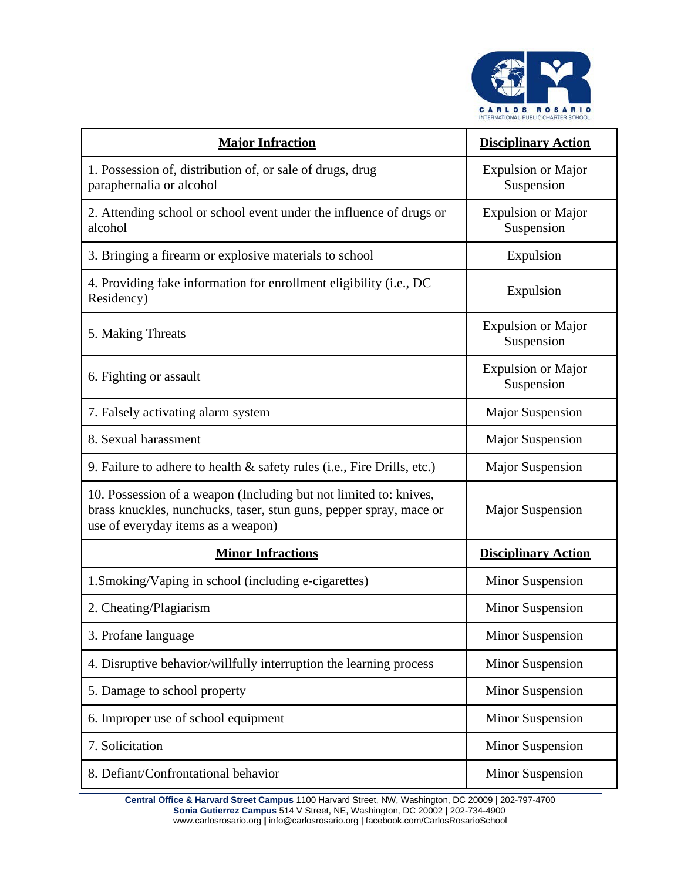| Major Infraction | Disciplinary Action |
|---|---|
| 1. Possession of, distribution of, or sale of drugs, drug paraphernalia or alcohol | Expulsion or Major Suspension |
| 2. Attending school or school event under the influence of drugs or alcohol | Expulsion or Major Suspension |
| 3. Bringing a firearm or explosive materials to school | Expulsion |
| 4. Providing fake information for enrollment eligibility (i.e., DC Residency) | Expulsion |
| 5. Making Threats | Expulsion or Major Suspension |
| 6. Fighting or assault | Expulsion or Major Suspension |
| 7. Falsely activating alarm system | Major Suspension |
| 8. Sexual harassment | Major Suspension |
| 9. Failure to adhere to health & safety rules (i.e., Fire Drills, etc.) | Major Suspension |
| 10. Possession of a weapon (Including but not limited to: knives, brass knuckles, nunchucks, taser, stun guns, pepper spray, mace or use of everyday items as a weapon) | Major Suspension |
| **Minor Infractions** | **Disciplinary Action** |
| 1.Smoking/Vaping in school (including e-cigarettes) | Minor Suspension |
| 2. Cheating/Plagiarism | Minor Suspension |
| 3. Profane language | Minor Suspension |
| 4. Disruptive behavior/willfully interruption the learning process | Minor Suspension |
| 5. Damage to school property | Minor Suspension |
| 6. Improper use of school equipment | Minor Suspension |
| 7. Solicitation | Minor Suspension |
| 8. Defiant/Confrontational behavior | Minor Suspension |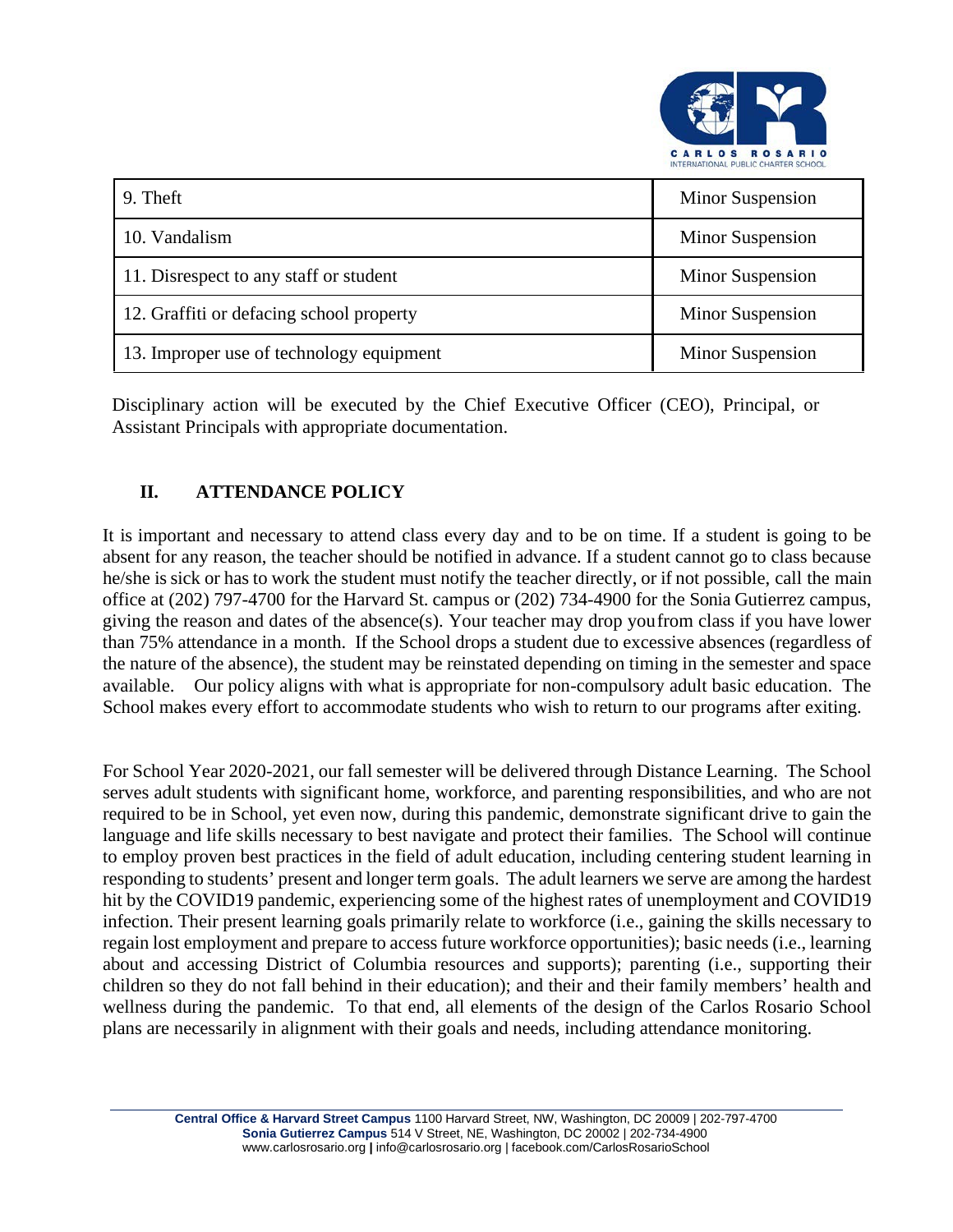| 9. Theft | Minor Suspension |
|---|---|
| 10. Vandalism | Minor Suspension |
| 11. Disrespect to any staff or student | Minor Suspension |
| 12. Graffiti or defacing school property | Minor Suspension |
| 13. Improper use of technology equipment | Minor Suspension |

Disciplinary action will be executed by the Chief Executive Officer (CEO), Principal, or Assistant Principals with appropriate documentation.

## II. ATTENDANCE POLICY

It is important and necessary to attend class every day and to be on time. If a student is going to be absent for any reason, the teacher should be notified in advance. If a student cannot go to class because he/she is sick or has to work the student must notify the teacher directly, or if not possible, call the main office at (202) 797-4700 for the Harvard St. campus or (202) 734-4900 for the Sonia Gutierrez campus, giving the reason and dates of the absence(s). Your teacher may drop you from class if you have lower than 75% attendance in a month. If the School drops a student due to excessive absences (regardless of the nature of the absence), the student may be reinstated depending on timing in the semester and space available. Our policy aligns with what is appropriate for non-compulsory adult basic education. The School makes every effort to accommodate students who wish to return to our programs after exiting.

For School Year 2020-2021, our fall semester will be delivered through Distance Learning. The School serves adult students with significant home, workforce, and parenting responsibilities, and who are not required to be in School, yet even now, during this pandemic, demonstrate significant drive to gain the language and life skills necessary to best navigate and protect their families. The School will continue to employ proven best practices in the field of adult education, including centering student learning in responding to students' present and longer term goals. The adult learners we serve are among the hardest hit by the COVID19 pandemic, experiencing some of the highest rates of unemployment and COVID19 infection. Their present learning goals primarily relate to workforce (i.e., gaining the skills necessary to regain lost employment and prepare to access future workforce opportunities); basic needs (i.e., learning about and accessing District of Columbia resources and supports); parenting (i.e., supporting their children so they do not fall behind in their education); and their and their family members' health and wellness during the pandemic. To that end, all elements of the design of the Carlos Rosario School plans are necessarily in alignment with their goals and needs, including attendance monitoring.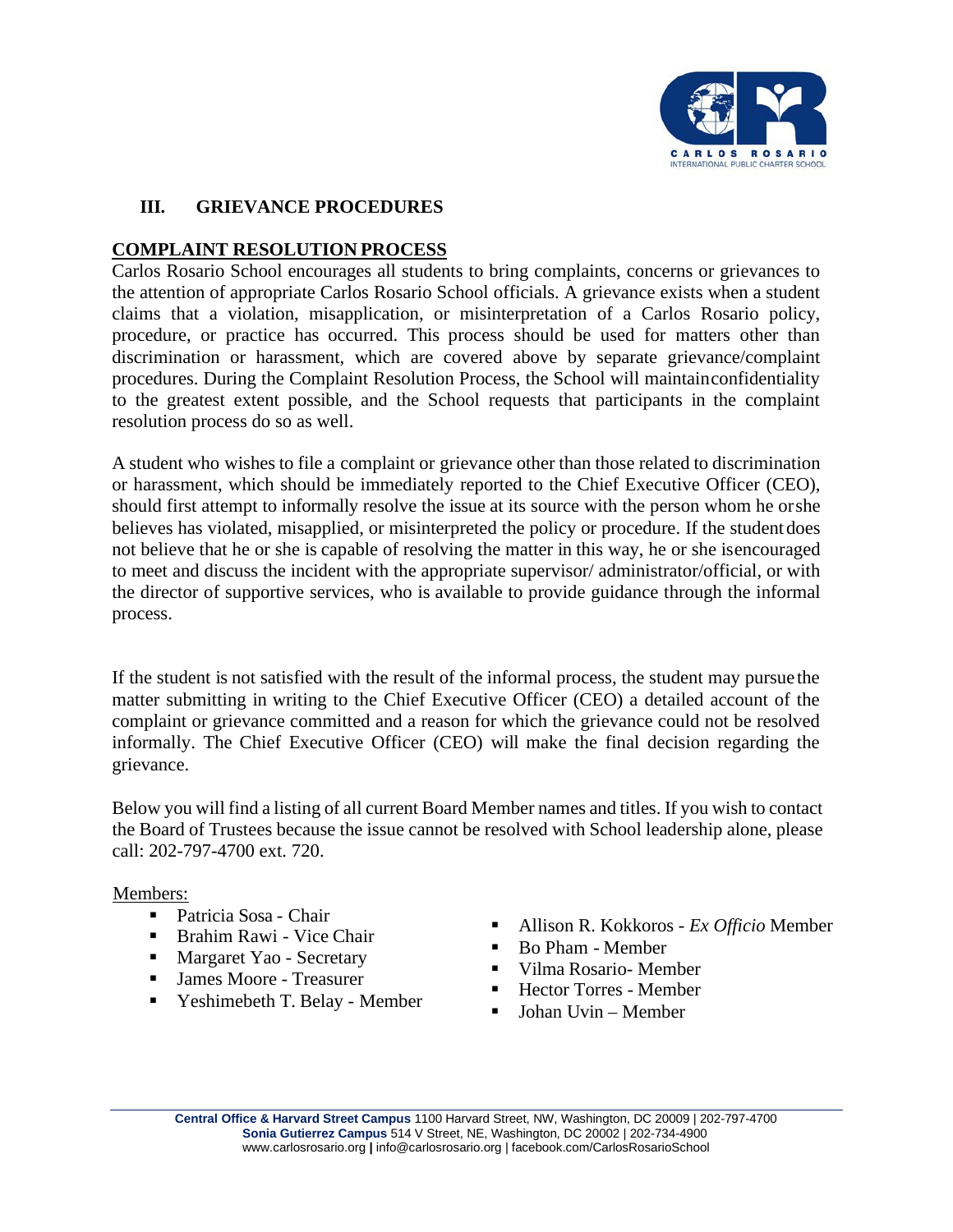## III. GRIEVANCE PROCEDURES

### COMPLAINT RESOLUTION PROCESS

Carlos Rosario School encourages all students to bring complaints, concerns or grievances to the attention of appropriate Carlos Rosario School officials. A grievance exists when a student claims that a violation, misapplication, or misinterpretation of a Carlos Rosario policy, procedure, or practice has occurred. This process should be used for matters other than discrimination or harassment, which are covered above by separate grievance/complaint procedures. During the Complaint Resolution Process, the School will maintainconfidentiality to the greatest extent possible, and the School requests that participants in the complaint resolution process do so as well.

A student who wishes to file a complaint or grievance other than those related to discrimination or harassment, which should be immediately reported to the Chief Executive Officer (CEO), should first attempt to informally resolve the issue at its source with the person whom he orshe believes has violated, misapplied, or misinterpreted the policy or procedure. If the student does not believe that he or she is capable of resolving the matter in this way, he or she isencouraged to meet and discuss the incident with the appropriate supervisor/ administrator/official, or with the director of supportive services, who is available to provide guidance through the informal process.

If the student is not satisfied with the result of the informal process, the student may pursue the matter submitting in writing to the Chief Executive Officer (CEO) a detailed account of the complaint or grievance committed and a reason for which the grievance could not be resolved informally. The Chief Executive Officer (CEO) will make the final decision regarding the grievance.

Below you will find a listing of all current Board Member names and titles. If you wish to contact the Board of Trustees because the issue cannot be resolved with School leadership alone, please call: 202-797-4700 ext. 720.

Members:

- Patricia Sosa - Chair
- Brahim Rawi - Vice Chair
- Margaret Yao - Secretary
- James Moore - Treasurer
- Yeshimebeth T. Belay - Member
- Allison R. Kokkoros - *Ex Officio* Member
- Bo Pham - Member
- Vilma Rosario- Member
- Hector Torres - Member
- Johan Uvin – Member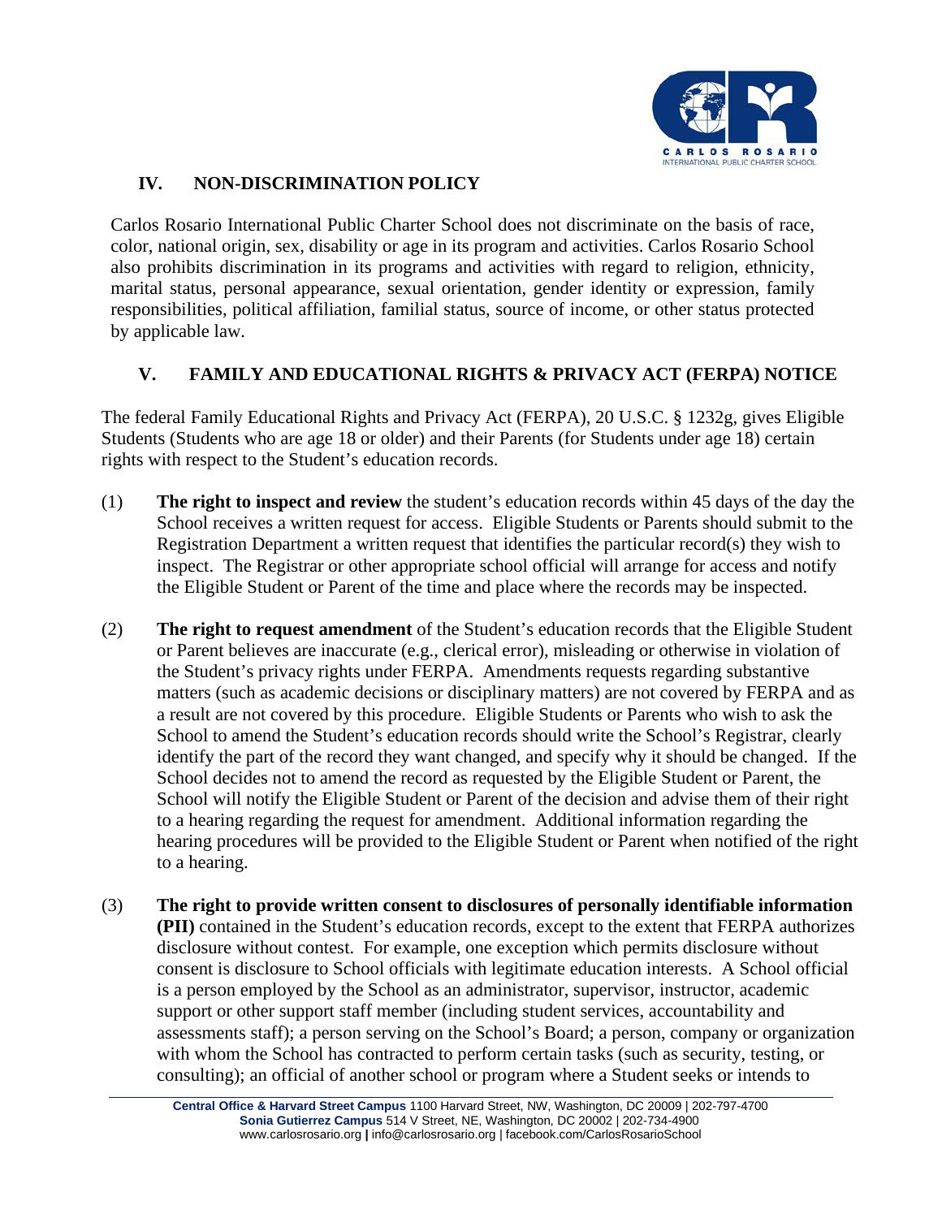## IV. NON-DISCRIMINATION POLICY

Carlos Rosario International Public Charter School does not discriminate on the basis of race, color, national origin, sex, disability or age in its program and activities. Carlos Rosario School also prohibits discrimination in its programs and activities with regard to religion, ethnicity, marital status, personal appearance, sexual orientation, gender identity or expression, family responsibilities, political affiliation, familial status, source of income, or other status protected by applicable law.

## V. FAMILY AND EDUCATIONAL RIGHTS & PRIVACY ACT (FERPA) NOTICE

The federal Family Educational Rights and Privacy Act (FERPA), 20 U.S.C. § 1232g, gives Eligible Students (Students who are age 18 or older) and their Parents (for Students under age 18) certain rights with respect to the Student's education records.

(1) **The right to inspect and review** the student's education records within 45 days of the day the School receives a written request for access. Eligible Students or Parents should submit to the Registration Department a written request that identifies the particular record(s) they wish to inspect. The Registrar or other appropriate school official will arrange for access and notify the Eligible Student or Parent of the time and place where the records may be inspected.

(2) **The right to request amendment** of the Student's education records that the Eligible Student or Parent believes are inaccurate (e.g., clerical error), misleading or otherwise in violation of the Student's privacy rights under FERPA. Amendments requests regarding substantive matters (such as academic decisions or disciplinary matters) are not covered by FERPA and as a result are not covered by this procedure. Eligible Students or Parents who wish to ask the School to amend the Student's education records should write the School's Registrar, clearly identify the part of the record they want changed, and specify why it should be changed. If the School decides not to amend the record as requested by the Eligible Student or Parent, the School will notify the Eligible Student or Parent of the decision and advise them of their right to a hearing regarding the request for amendment. Additional information regarding the hearing procedures will be provided to the Eligible Student or Parent when notified of the right to a hearing.

(3) **The right to provide written consent to disclosures of personally identifiable information (PII)** contained in the Student's education records, except to the extent that FERPA authorizes disclosure without contest. For example, one exception which permits disclosure without consent is disclosure to School officials with legitimate education interests. A School official is a person employed by the School as an administrator, supervisor, instructor, academic support or other support staff member (including student services, accountability and assessments staff); a person serving on the School's Board; a person, company or organization with whom the School has contracted to perform certain tasks (such as security, testing, or consulting); an official of another school or program where a Student seeks or intends to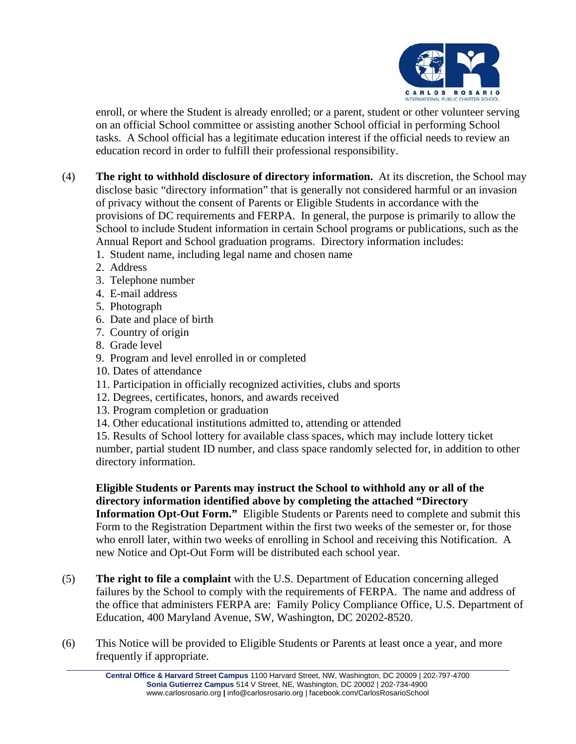enroll, or where the Student is already enrolled; or a parent, student or other volunteer serving on an official School committee or assisting another School official in performing School tasks. A School official has a legitimate education interest if the official needs to review an education record in order to fulfill their professional responsibility.

(4) **The right to withhold disclosure of directory information.** At its discretion, the School may disclose basic "directory information" that is generally not considered harmful or an invasion of privacy without the consent of Parents or Eligible Students in accordance with the provisions of DC requirements and FERPA. In general, the purpose is primarily to allow the School to include Student information in certain School programs or publications, such as the Annual Report and School graduation programs. Directory information includes:

1. Student name, including legal name and chosen name
2. Address
3. Telephone number
4. E-mail address
5. Photograph
6. Date and place of birth
7. Country of origin
8. Grade level
9. Program and level enrolled in or completed
10. Dates of attendance
11. Participation in officially recognized activities, clubs and sports
12. Degrees, certificates, honors, and awards received
13. Program completion or graduation
14. Other educational institutions admitted to, attending or attended
15. Results of School lottery for available class spaces, which may include lottery ticket number, partial student ID number, and class space randomly selected for, in addition to other directory information.

**Eligible Students or Parents may instruct the School to withhold any or all of the directory information identified above by completing the attached "Directory Information Opt-Out Form."** Eligible Students or Parents need to complete and submit this Form to the Registration Department within the first two weeks of the semester or, for those who enroll later, within two weeks of enrolling in School and receiving this Notification. A new Notice and Opt-Out Form will be distributed each school year.

(5) **The right to file a complaint** with the U.S. Department of Education concerning alleged failures by the School to comply with the requirements of FERPA. The name and address of the office that administers FERPA are: Family Policy Compliance Office, U.S. Department of Education, 400 Maryland Avenue, SW, Washington, DC 20202-8520.

(6) This Notice will be provided to Eligible Students or Parents at least once a year, and more frequently if appropriate.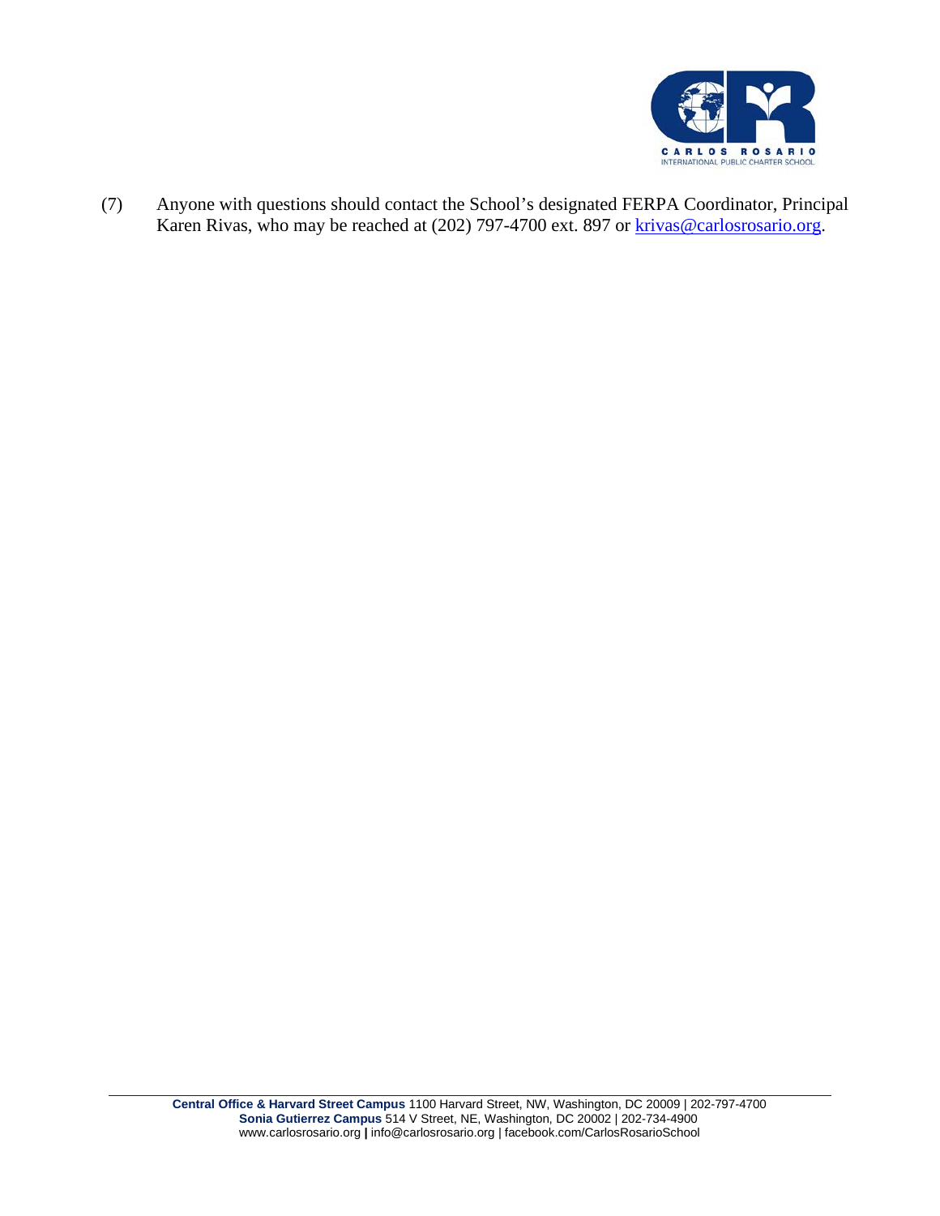(7) Anyone with questions should contact the School's designated FERPA Coordinator, Principal Karen Rivas, who may be reached at (202) 797-4700 ext. 897 or krivas@carlosrosario.org.